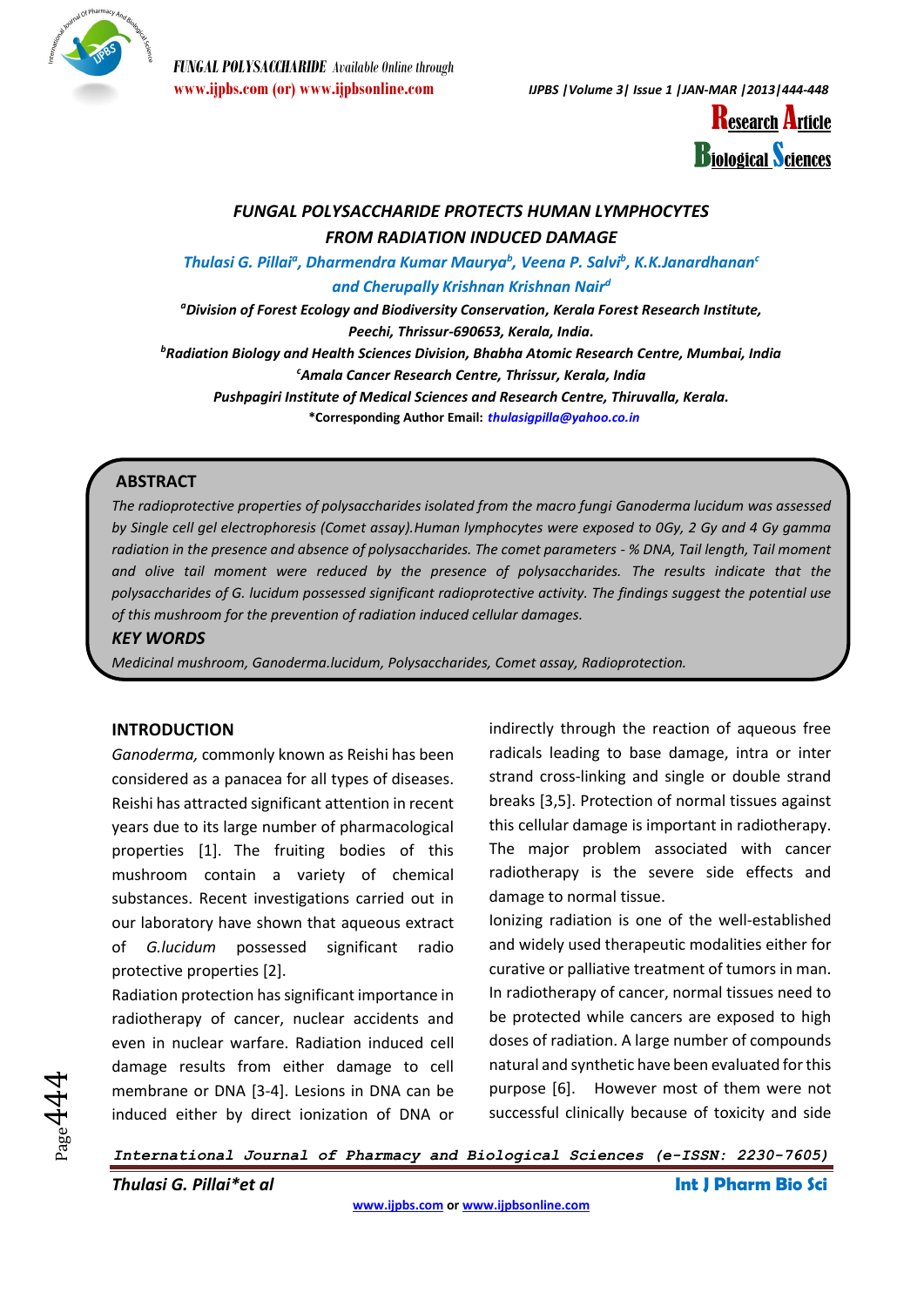Research Article

Biological Sciences

# FUNGAL POLYSACCHARIDE PROTECTS HUMAN LYMPHOCYTES FROM RADIATION INDUCED DAMAGE

**Thulasi G. Pillai[a], Dharmendra Kumar Maurya[b], Veena P. Salvi[b], K.K.Janardhanan[c] and Cherupally Krishnan Krishnan Nair[d]**

[a]Division of Forest Ecology and Biodiversity Conservation, Kerala Forest Research Institute, Peechi, Thrissur-690653, Kerala, India.

[b]Radiation Biology and Health Sciences Division, Bhabha Atomic Research Centre, Mumbai, India

[c]Amala Cancer Research Centre, Thrissur, Kerala, India

Pushpagiri Institute of Medical Sciences and Research Centre, Thiruvalla, Kerala.

*Corresponding Author Email: thulasigpilla@yahoo.co.in

## ABSTRACT

*The radioprotective properties of polysaccharides isolated from the macro fungi Ganoderma lucidum was assessed by Single cell gel electrophoresis (Comet assay).Human lymphocytes were exposed to 0Gy, 2 Gy and 4 Gy gamma radiation in the presence and absence of polysaccharides. The comet parameters - % DNA, Tail length, Tail moment and olive tail moment were reduced by the presence of polysaccharides. The results indicate that the polysaccharides of G. lucidum possessed significant radioprotective activity. The findings suggest the potential use of this mushroom for the prevention of radiation induced cellular damages.*

### KEY WORDS

*Medicinal mushroom, Ganoderma.lucidum, Polysaccharides, Comet assay, Radioprotection.*

## INTRODUCTION

*Ganoderma,* commonly known as Reishi has been considered as a panacea for all types of diseases. Reishi has attracted significant attention in recent years due to its large number of pharmacological properties [1]. The fruiting bodies of this mushroom contain a variety of chemical substances. Recent investigations carried out in our laboratory have shown that aqueous extract of *G.lucidum* possessed significant radio protective properties [2].

Radiation protection has significant importance in radiotherapy of cancer, nuclear accidents and even in nuclear warfare. Radiation induced cell damage results from either damage to cell membrane or DNA [3-4]. Lesions in DNA can be induced either by direct ionization of DNA or indirectly through the reaction of aqueous free radicals leading to base damage, intra or inter strand cross-linking and single or double strand breaks [3,5]. Protection of normal tissues against this cellular damage is important in radiotherapy. The major problem associated with cancer radiotherapy is the severe side effects and damage to normal tissue.

Ionizing radiation is one of the well-established and widely used therapeutic modalities either for curative or palliative treatment of tumors in man. In radiotherapy of cancer, normal tissues need to be protected while cancers are exposed to high doses of radiation. A large number of compounds natural and synthetic have been evaluated for this purpose [6]. However most of them were not successful clinically because of toxicity and side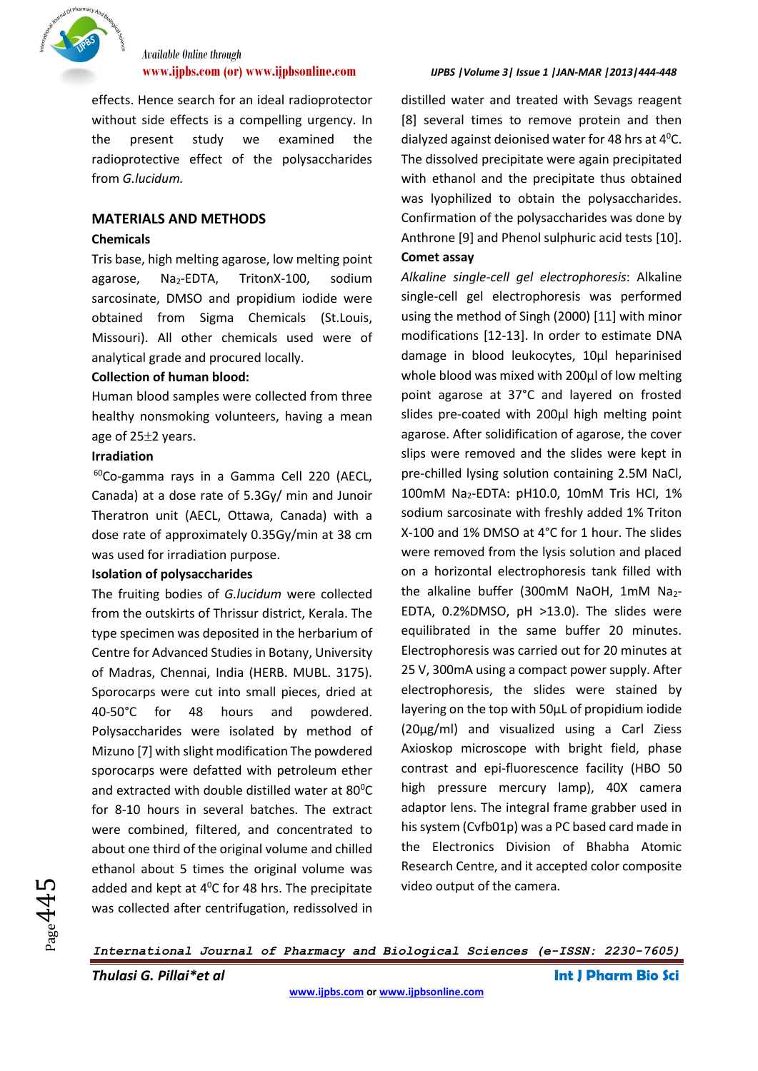effects. Hence search for an ideal radioprotector without side effects is a compelling urgency. In the present study we examined the radioprotective effect of the polysaccharides from *G.lucidum.*

## MATERIALS AND METHODS

### Chemicals

Tris base, high melting agarose, low melting point agarose, $Na_2$-EDTA, TritonX-100, sodium sarcosinate, DMSO and propidium iodide were obtained from Sigma Chemicals (St.Louis, Missouri). All other chemicals used were of analytical grade and procured locally.

### Collection of human blood:

Human blood samples were collected from three healthy nonsmoking volunteers, having a mean age of 25±2 years.

### Irradiation

$^{60}$Co-gamma rays in a Gamma Cell 220 (AECL, Canada) at a dose rate of 5.3Gy/ min and Junoir Theratron unit (AECL, Ottawa, Canada) with a dose rate of approximately 0.35Gy/min at 38 cm was used for irradiation purpose.

### Isolation of polysaccharides

The fruiting bodies of *G.lucidum* were collected from the outskirts of Thrissur district, Kerala. The type specimen was deposited in the herbarium of Centre for Advanced Studies in Botany, University of Madras, Chennai, India (HERB. MUBL. 3175). Sporocarps were cut into small pieces, dried at 40-50°C for 48 hours and powdered. Polysaccharides were isolated by method of Mizuno [7] with slight modification The powdered sporocarps were defatted with petroleum ether and extracted with double distilled water at 80$^0$C for 8-10 hours in several batches. The extract were combined, filtered, and concentrated to about one third of the original volume and chilled ethanol about 5 times the original volume was added and kept at 4$^0$C for 48 hrs. The precipitate was collected after centrifugation, redissolved in distilled water and treated with Sevags reagent [8] several times to remove protein and then dialyzed against deionised water for 48 hrs at 4$^0$C. The dissolved precipitate were again precipitated with ethanol and the precipitate thus obtained was lyophilized to obtain the polysaccharides. Confirmation of the polysaccharides was done by Anthrone [9] and Phenol sulphuric acid tests [10].

### Comet assay

*Alkaline single-cell gel electrophoresis*: Alkaline single-cell gel electrophoresis was performed using the method of Singh (2000) [11] with minor modifications [12-13]. In order to estimate DNA damage in blood leukocytes, 10µl heparinised whole blood was mixed with 200µl of low melting point agarose at 37°C and layered on frosted slides pre-coated with 200µl high melting point agarose. After solidification of agarose, the cover slips were removed and the slides were kept in pre-chilled lysing solution containing 2.5M NaCl, 100mM $Na_2$-EDTA: pH10.0, 10mM Tris HCl, 1% sodium sarcosinate with freshly added 1% Triton X-100 and 1% DMSO at 4°C for 1 hour. The slides were removed from the lysis solution and placed on a horizontal electrophoresis tank filled with the alkaline buffer (300mM NaOH, 1mM $Na_2$-EDTA, 0.2%DMSO, pH >13.0). The slides were equilibrated in the same buffer 20 minutes. Electrophoresis was carried out for 20 minutes at 25 V, 300mA using a compact power supply. After electrophoresis, the slides were stained by layering on the top with 50µL of propidium iodide (20µg/ml) and visualized using a Carl Ziess Axioskop microscope with bright field, phase contrast and epi-fluorescence facility (HBO 50 high pressure mercury lamp), 40X camera adaptor lens. The integral frame grabber used in his system (Cvfb01p) was a PC based card made in the Electronics Division of Bhabha Atomic Research Centre, and it accepted color composite video output of the camera.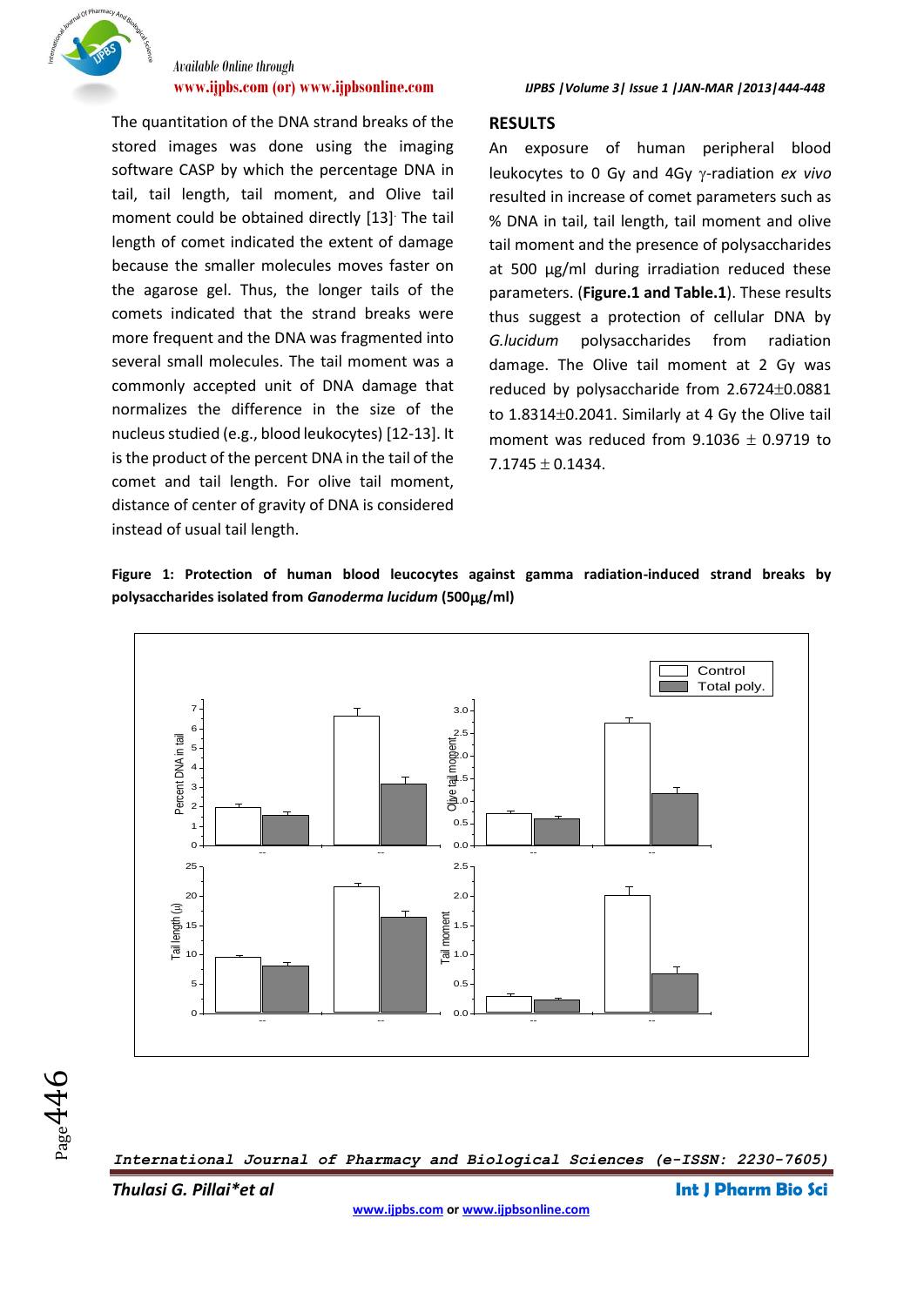The quantitation of the DNA strand breaks of the stored images was done using the imaging software CASP by which the percentage DNA in tail, tail length, tail moment, and Olive tail moment could be obtained directly [13]. The tail length of comet indicated the extent of damage because the smaller molecules moves faster on the agarose gel. Thus, the longer tails of the comets indicated that the strand breaks were more frequent and the DNA was fragmented into several small molecules. The tail moment was a commonly accepted unit of DNA damage that normalizes the difference in the size of the nucleus studied (e.g., blood leukocytes) [12-13]. It is the product of the percent DNA in the tail of the comet and tail length. For olive tail moment, distance of center of gravity of DNA is considered instead of usual tail length.

## RESULTS

An exposure of human peripheral blood leukocytes to 0 Gy and 4Gy γ-radiation *ex vivo* resulted in increase of comet parameters such as % DNA in tail, tail length, tail moment and olive tail moment and the presence of polysaccharides at 500 µg/ml during irradiation reduced these parameters. (**Figure.1 and Table.1**). These results thus suggest a protection of cellular DNA by *G.lucidum* polysaccharides from radiation damage. The Olive tail moment at 2 Gy was reduced by polysaccharide from 2.6724±0.0881 to 1.8314±0.2041. Similarly at 4 Gy the Olive tail moment was reduced from 9.1036 ± 0.9719 to 7.1745 ± 0.1434.

**Figure 1: Protection of human blood leucocytes against gamma radiation-induced strand breaks by polysaccharides isolated from *Ganoderma lucidum* (500µg/ml)**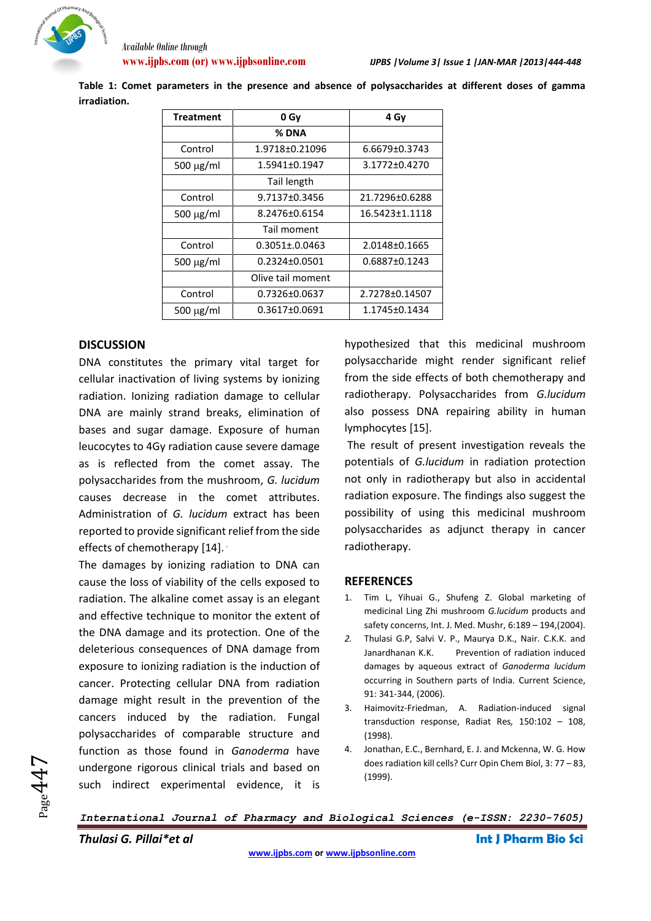**Table 1: Comet parameters in the presence and absence of polysaccharides at different doses of gamma irradiation.**

| Treatment | 0 Gy | 4 Gy |
|---|---|---|
| | % DNA | |
| Control | 1.9718±0.21096 | 6.6679±0.3743 |
| 500 μg/ml | 1.5941±0.1947 | 3.1772±0.4270 |
| | Tail length | |
| Control | 9.7137±0.3456 | 21.7296±0.6288 |
| 500 μg/ml | 8.2476±0.6154 | 16.5423±1.1118 |
| | Tail moment | |
| Control | 0.3051±.0.0463 | 2.0148±0.1665 |
| 500 μg/ml | 0.2324±0.0501 | 0.6887±0.1243 |
| | Olive tail moment | |
| Control | 0.7326±0.0637 | 2.7278±0.14507 |
| 500 μg/ml | 0.3617±0.0691 | 1.1745±0.1434 |

## DISCUSSION

DNA constitutes the primary vital target for cellular inactivation of living systems by ionizing radiation. Ionizing radiation damage to cellular DNA are mainly strand breaks, elimination of bases and sugar damage. Exposure of human leucocytes to 4Gy radiation cause severe damage as is reflected from the comet assay. The polysaccharides from the mushroom, *G. lucidum* causes decrease in the comet attributes. Administration of *G. lucidum* extract has been reported to provide significant relief from the side effects of chemotherapy [14].

The damages by ionizing radiation to DNA can cause the loss of viability of the cells exposed to radiation. The alkaline comet assay is an elegant and effective technique to monitor the extent of the DNA damage and its protection. One of the deleterious consequences of DNA damage from exposure to ionizing radiation is the induction of cancer. Protecting cellular DNA from radiation damage might result in the prevention of the cancers induced by the radiation. Fungal polysaccharides of comparable structure and function as those found in *Ganoderma* have undergone rigorous clinical trials and based on such indirect experimental evidence, it is hypothesized that this medicinal mushroom polysaccharide might render significant relief from the side effects of both chemotherapy and radiotherapy. Polysaccharides from *G.lucidum* also possess DNA repairing ability in human lymphocytes [15].

The result of present investigation reveals the potentials of *G.lucidum* in radiation protection not only in radiotherapy but also in accidental radiation exposure. The findings also suggest the possibility of using this medicinal mushroom polysaccharides as adjunct therapy in cancer radiotherapy.

## REFERENCES

1. Tim L, Yihuai G., Shufeng Z. Global marketing of medicinal Ling Zhi mushroom *G.lucidum* products and safety concerns, Int. J. Med. Mushr, 6:189 – 194,(2004).
2. Thulasi G.P, Salvi V. P., Maurya D.K., Nair. C.K.K. and Janardhanan K.K. Prevention of radiation induced damages by aqueous extract of *Ganoderma lucidum* occurring in Southern parts of India. Current Science, 91: 341-344, (2006).
3. Haimovitz-Friedman, A. Radiation-induced signal transduction response, Radiat Res*,* 150:102 – 108, (1998).
4. Jonathan, E.C., Bernhard, E. J. and Mckenna, W. G. How does radiation kill cells? Curr Opin Chem Biol, 3: 77 – 83, (1999).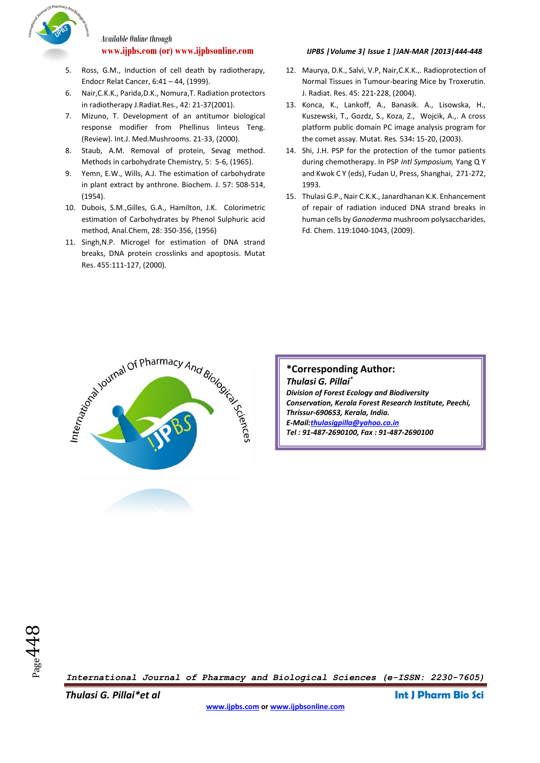5. Ross, G.M., Induction of cell death by radiotherapy, Endocr Relat Cancer, 6:41 – 44, (1999).
6. Nair,C.K.K., Parida,D.K., Nomura,T. Radiation protectors in radiotherapy J.Radiat.Res., 42: 21-37(2001).
7. Mizuno, T. Development of an antitumor biological response modifier from Phellinus linteus Teng. (Review). Int.J. Med.Mushrooms. 21-33, (2000).
8. Staub, A.M. Removal of protein, Sevag method. Methods in carbohydrate Chemistry, 5: 5-6, (1965).
9. Yemn, E.W., Wills, A.J. The estimation of carbohydrate in plant extract by anthrone. Biochem. J. 57: 508-514, (1954).
10. Dubois, S.M.,Gilles, G.A., Hamilton, J.K. Colorimetric estimation of Carbohydrates by Phenol Sulphuric acid method, Anal.Chem, 28: 350-356, (1956)
11. Singh,N.P. Microgel for estimation of DNA strand breaks, DNA protein crosslinks and apoptosis. Mutat Res. 455:111-127, (2000).
12. Maurya, D.K., Salvi, V.P, Nair,C.K.K.,. Radioprotection of Normal Tissues in Tumour-bearing Mice by Troxerutin. J. Radiat. Res. 45: 221-228, (2004).
13. Konca, K., Lankoff, A., Banasik. A., Lisowska, H., Kuszewski, T., Gozdz, S., Koza, Z., Wojcik, A.,. A cross platform public domain PC image analysis program for the comet assay. Mutat. Res. 534: 15-20, (2003).
14. Shi, J.H. PSP for the protection of the tumor patients during chemotherapy. In PSP *Intl Symposium,* Yang Q Y and Kwok C Y (eds), Fudan U, Press, Shanghai, 271-272, 1993.
15. Thulasi G.P., Nair C.K.K., Janardhanan K.K. Enhancement of repair of radiation induced DNA strand breaks in human cells by *Ganoderma* mushroom polysaccharides, Fd. Chem. 119:1040-1043, (2009).

**\*Corresponding Author:**
***Thulasi G. Pillai\****
***Division of Forest Ecology and Biodiversity Conservation, Kerala Forest Research Institute, Peechi, Thrissur-690653, Kerala, India.***
***E-Mail:thulasigpilla@yahoo.co.in***
***Tel : 91-487-2690100, Fax : 91-487-2690100***